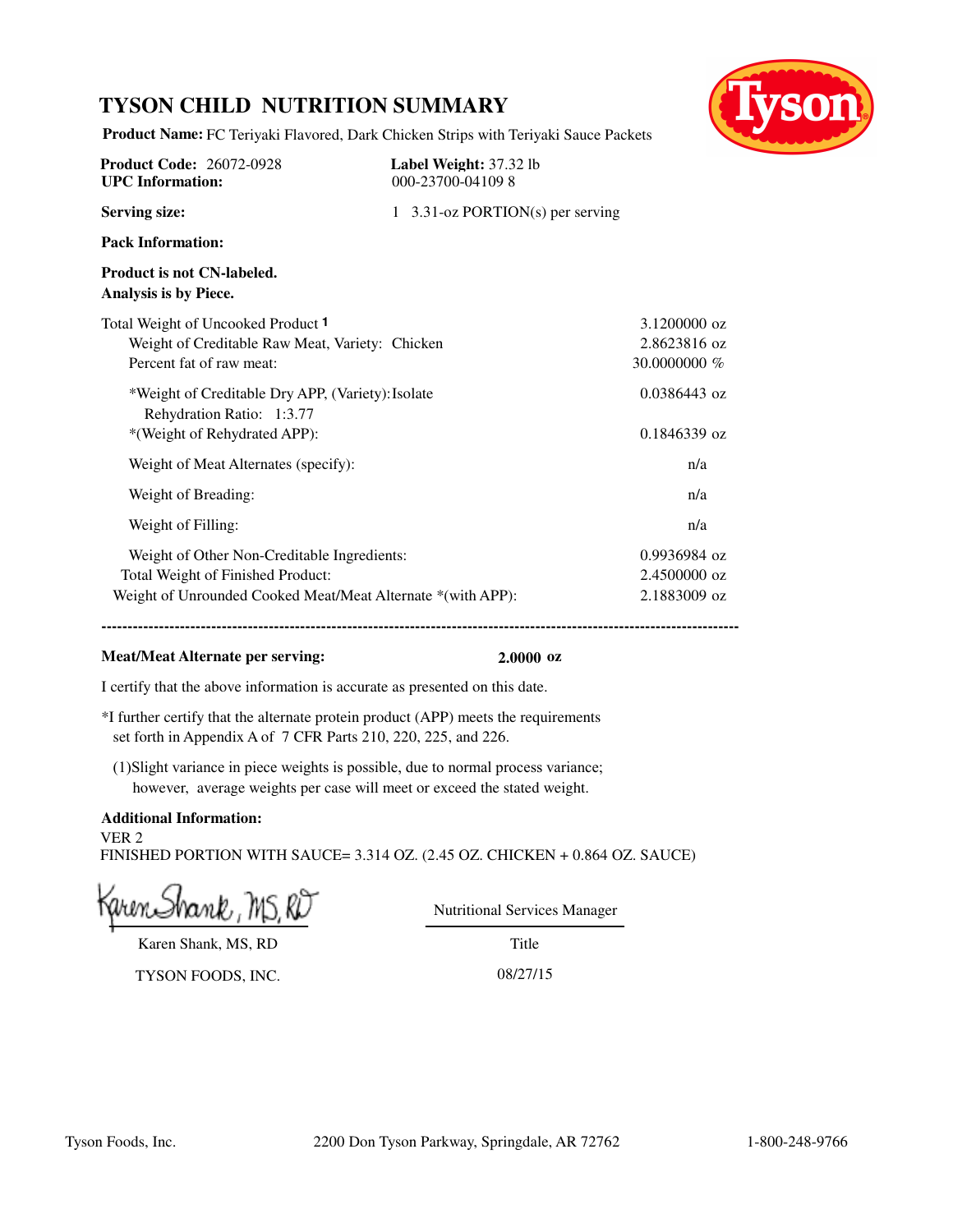# TYSON CHILD NUTRITION SUMMARY

**Product Name:** FC Teriyaki Flavored, Dark Chicken Strips with Teriyaki Sauce Packets

**Product Code:** 26072-0928
**UPC Information:** 000-23700-04109 8

**Label Weight:** 37.32 lb

**Serving size:** 1 3.31-oz PORTION(s) per serving

**Pack Information:**

**Product is not CN-labeled.**
**Analysis is by Piece.**

| | |
|---|---|
| Total Weight of Uncooked Product [1] | 3.1200000 oz |
| Weight of Creditable Raw Meat, Variety: Chicken | 2.8623816 oz |
| Percent fat of raw meat: | 30.0000000 % |
| *Weight of Creditable Dry APP, (Variety): Isolate<br>Rehydration Ratio: 1:3.77 | 0.0386443 oz |
| *(Weight of Rehydrated APP): | 0.1846339 oz |
| Weight of Meat Alternates (specify): | n/a |
| Weight of Breading: | n/a |
| Weight of Filling: | n/a |
| Weight of Other Non-Creditable Ingredients: | 0.9936984 oz |
| Total Weight of Finished Product: | 2.4500000 oz |
| Weight of Unrounded Cooked Meat/Meat Alternate *(with APP): | 2.1883009 oz |

---

**Meat/Meat Alternate per serving:** **2.0000 oz**

I certify that the above information is accurate as presented on this date.

*I further certify that the alternate protein product (APP) meets the requirements set forth in Appendix A of 7 CFR Parts 210, 220, 225, and 226.

(1)Slight variance in piece weights is possible, due to normal process variance; however, average weights per case will meet or exceed the stated weight.

**Additional Information:**
VER 2
FINISHED PORTION WITH SAUCE= 3.314 OZ. (2.45 OZ. CHICKEN + 0.864 OZ. SAUCE)

Karen Shank, MS, RD
TYSON FOODS, INC.

Nutritional Services Manager
Title
08/27/15

Tyson Foods, Inc. 2200 Don Tyson Parkway, Springdale, AR 72762 1-800-248-9766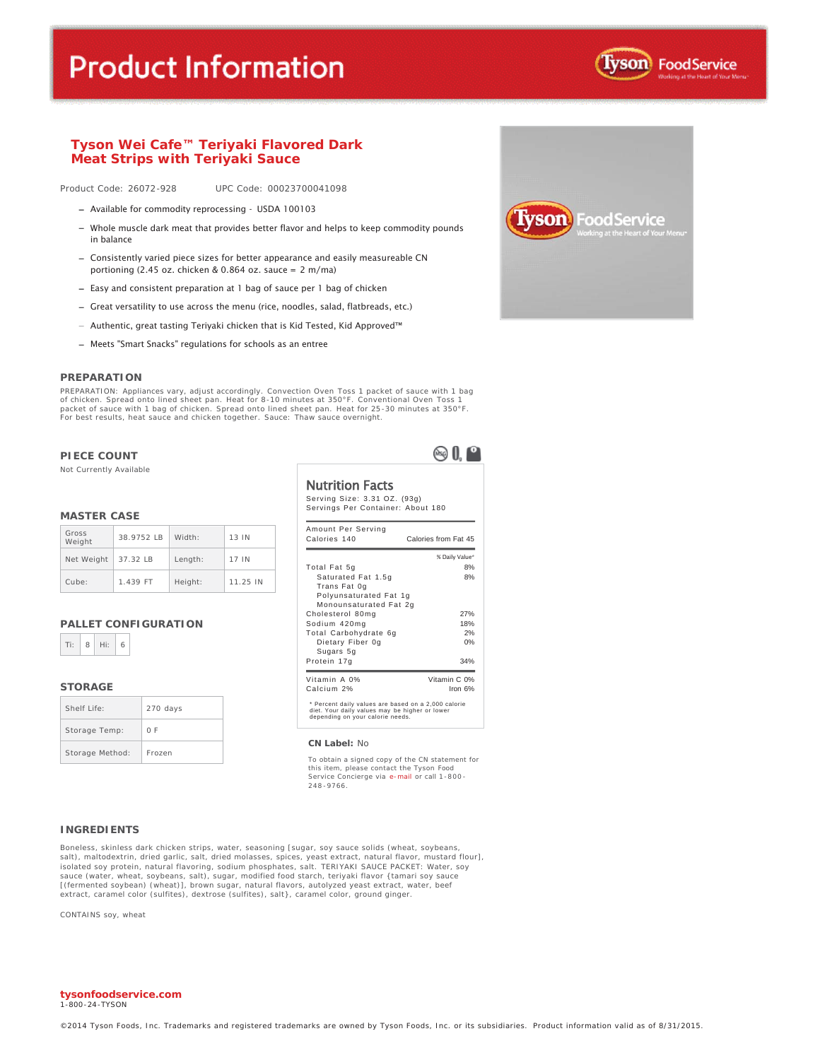# Product Information

## Tyson Wei Cafe™ Teriyaki Flavored Dark Meat Strips with Teriyaki Sauce

Product Code: 26072-928    UPC Code: 00023700041098

- Available for commodity reprocessing - USDA 100103
- Whole muscle dark meat that provides better flavor and helps to keep commodity pounds in balance
- Consistently varied piece sizes for better appearance and easily measureable CN portioning (2.45 oz. chicken & 0.864 oz. sauce = 2 m/ma)
- Easy and consistent preparation at 1 bag of sauce per 1 bag of chicken
- Great versatility to use across the menu (rice, noodles, salad, flatbreads, etc.)
- Authentic, great tasting Teriyaki chicken that is Kid Tested, Kid Approved™
- Meets "Smart Snacks" regulations for schools as an entree

### PREPARATION

PREPARATION: Appliances vary, adjust accordingly. Convection Oven Toss 1 packet of sauce with 1 bag of chicken. Spread onto lined sheet pan. Heat for 8-10 minutes at 350°F. Conventional Oven Toss 1 packet of sauce with 1 bag of chicken. Spread onto lined sheet pan. Heat for 25-30 minutes at 350°F. For best results, heat sauce and chicken together. Sauce: Thaw sauce overnight.

### PIECE COUNT

Not Currently Available

### MASTER CASE

| Gross Weight | 38.9752 LB | Width: | 13 IN |
|---|---|---|---|
| Net Weight | 37.32 LB | Length: | 17 IN |
| Cube: | 1.439 FT | Height: | 11.25 IN |

### PALLET CONFIGURATION

| Ti: | 8 | Hi: | 6 |
|---|---|---|---|

### STORAGE

| Shelf Life: | 270 days |
|---|---|
| Storage Temp: | 0 F |
| Storage Method: | Frozen |

### Nutrition Facts

Serving Size: 3.31 OZ. (93g)
Servings Per Container: About 180

| Amount Per Serving | |
|---|---|
| Calories 140 | Calories from Fat 45 |
| | % Daily Value* |
| Total Fat 5g | 8% |
| Saturated Fat 1.5g | 8% |
| Trans Fat 0g | |
| Polyunsaturated Fat 1g | |
| Monounsaturated Fat 2g | |
| Cholesterol 80mg | 27% |
| Sodium 420mg | 18% |
| Total Carbohydrate 6g | 2% |
| Dietary Fiber 0g | 0% |
| Sugars 5g | |
| Protein 17g | 34% |
| Vitamin A 0% | Vitamin C 0% |
| Calcium 2% | Iron 6% |

* Percent daily values are based on a 2,000 calorie diet. Your daily values may be higher or lower depending on your calorie needs.

**CN Label:** No

To obtain a signed copy of the CN statement for this item, please contact the Tyson Food Service Concierge via e-mail or call 1-800-248-9766.

### INGREDIENTS

Boneless, skinless dark chicken strips, water, seasoning [sugar, soy sauce solids (wheat, soybeans, salt), maltodextrin, dried garlic, salt, dried molasses, spices, yeast extract, natural flavor, mustard flour], isolated soy protein, natural flavoring, sodium phosphates, salt. TERIYAKI SAUCE PACKET: Water, soy sauce (water, wheat, soybeans, salt), sugar, modified food starch, teriyaki flavor {tamari soy sauce [(fermented soybean) (wheat)], brown sugar, natural flavors, autolyzed yeast extract, water, beef extract, caramel color (sulfites), dextrose (sulfites), salt}, caramel color, ground ginger.

CONTAINS soy, wheat

**tysonfoodservice.com**
1-800-24-TYSON

©2014 Tyson Foods, Inc. Trademarks and registered trademarks are owned by Tyson Foods, Inc. or its subsidiaries. Product information valid as of 8/31/2015.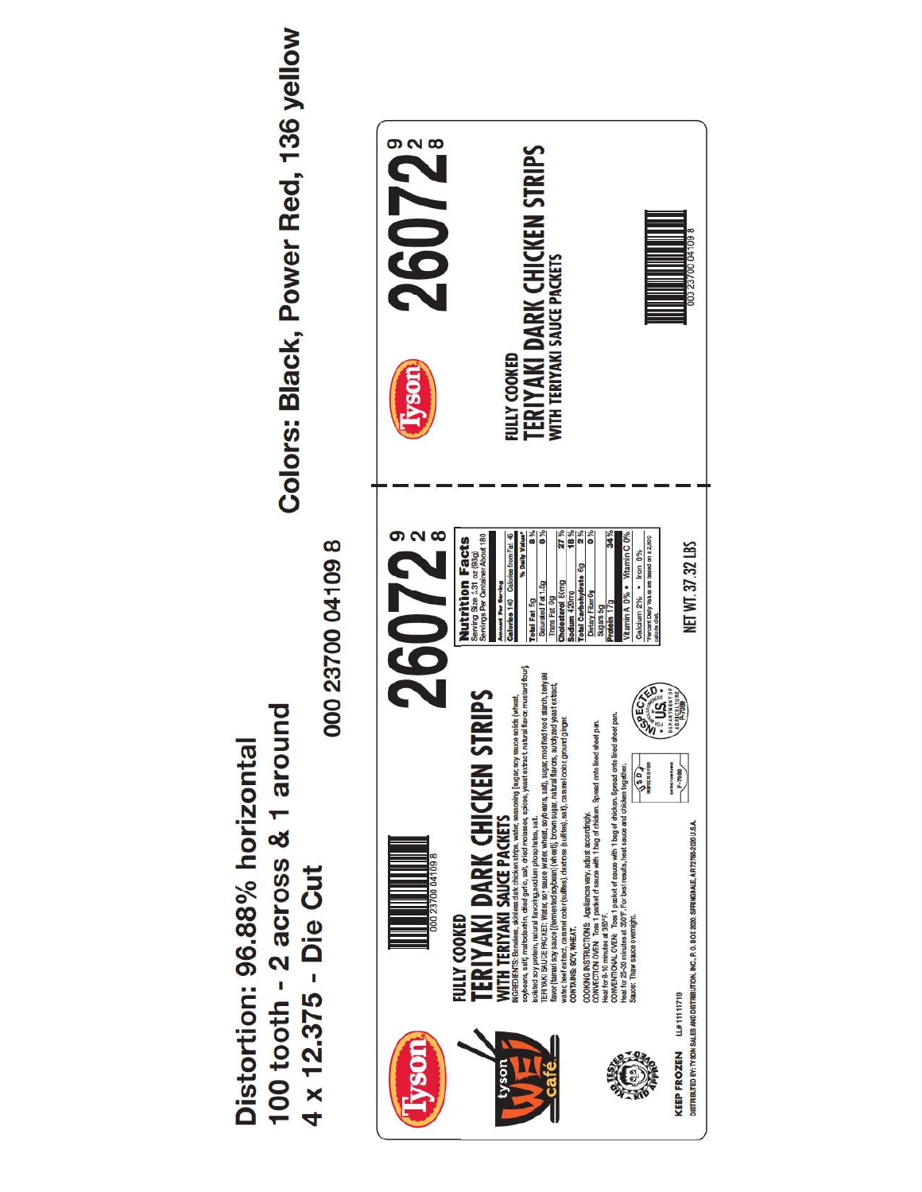# Distortion: 96.88% horizontal
# 100 tooth - 2 across & 1 around
# 4 x 12.375 - Die Cut

**Colors: Black, Power Red, 136 yellow**

000 23700 04109 8

---

Tyson

tyson WEI café

FULLY COOKED

## TERIYAKI DARK CHICKEN STRIPS

### WITH TERIYAKI SAUCE PACKETS

000 23700 04109 8

# 26072 $^{9}_{2}$ 8

INGREDIENTS: Boneless, skinless dark chicken strips, water, seasoning (sugar, soy sauce solids (wheat, soybeans, salt), maltodextrin, dried garlic, salt, dried molasses, spices, yeast extract, natural flavor, mustard flour), isolated soy protein, natural flavoring, sodium phosphates, salt.
TERIYAKI SAUCE PACKET: Water, soy sauce (water, wheat, soybeans, salt), sugar, modified food starch, teriyaki flavor (tamari soy sauce [(fermented soybean) (wheat)], brown sugar, natural flavors, autolyzed yeast extract, water, beef extract, caramel color (sulfites), dextrose (sulfites), salt), caramel color, ground ginger.
CONTAINS: SOY, WHEAT.

COOKING INSTRUCTIONS: Appliances vary, adjust accordingly.
CONVECTION OVEN: Toss 1 packet of sauce with 1 bag of chicken. Spread onto lined sheet pan. Heat for 8-10 minutes at 350°F.
CONVENTIONAL OVEN: Toss 1 packet of sauce with 1 bag of chicken. Spread onto lined sheet pan. Heat for 25-30 minutes at 350°F. For best results, heat sauce and chicken together.
Sauce: Thaw sauce overnight.

**Nutrition Facts**
Serving Size 3.31 oz (93g)
Servings Per Container About 180

| Amount Per Serving | |
|---|---|
| Calories 140 Calories from Fat 45 | |
| | % Daily Value* |
| Total Fat 5g | 8% |
| Saturated Fat 1.5g | 8% |
| Trans Fat 0g | |
| Cholesterol 80mg | 27% |
| Sodium 420mg | 18% |
| Total Carbohydrate 6g | 2% |
| Dietary Fiber 0g | 0% |
| Sugars 5g | |
| Protein 17g | 34% |
| Vitamin A 0% • Vitamin C 0% | |
| Calcium 2% • Iron 6% | |

*Percent Daily Values are based on a 2,000 calorie diet.

USDA INSPECTED FOR WHOLESOMENESS P-7089

INSPECTED AND PASSED BY DEPARTMENT OF AGRICULTURE P-7089

KID TESTED KID APPROVED

KEEP FROZEN LL# 11111719

DISTRIBUTED BY: TYSON SALES AND DISTRIBUTION, INC., P. O. BOX 2020, SPRINGDALE, AR 72765-2020 U.S.A.

NET WT. 37.32 LBS

---

Tyson

# 26072 $^{9}_{2}$ 8

FULLY COOKED

## TERIYAKI DARK CHICKEN STRIPS

### WITH TERIYAKI SAUCE PACKETS

000 23700 04109 8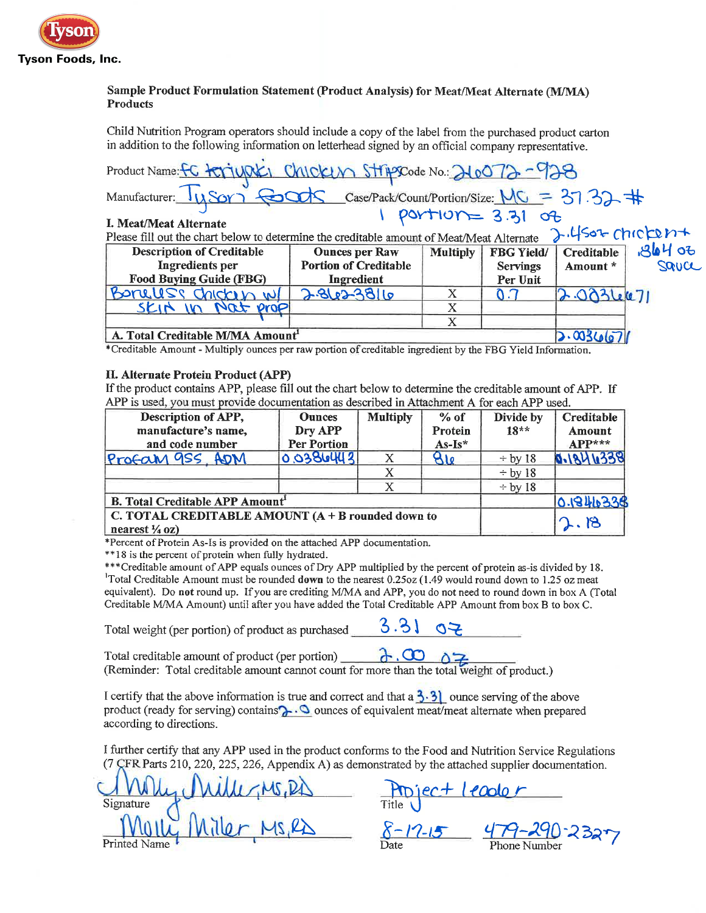Tyson Foods, Inc.

**Sample Product Formulation Statement (Product Analysis) for Meat/Meat Alternate (M/MA) Products**

Child Nutrition Program operators should include a copy of the label from the purchased product carton in addition to the following information on letterhead signed by an official company representative.

Product Name: FC teriyaki chicken strips Code No.: 210072-928

Manufacturer: Tyson Foods Case/Pack/Count/Portion/Size: MC = 37.32 #

1 portion = 3.31 oz

2.45 oz chicken + .864 oz sauce

**I. Meat/Meat Alternate**

Please fill out the chart below to determine the creditable amount of Meat/Meat Alternate

| Description of Creditable Ingredients per Food Buying Guide (FBG) | Ounces per Raw Portion of Creditable Ingredient | Multiply | FBG Yield/ Servings Per Unit | Creditable Amount * |
|---|---|---|---|---|
| Boneless chicken w/ skin in nat prop | 2.8623816 | X | 0.7 | 2.0036671 |
| | | X | | |
| | | X | | |
| **A. Total Creditable M/MA Amount**[1] | | | | 2.0036671 |

*Creditable Amount - Multiply ounces per raw portion of creditable ingredient by the FBG Yield Information.

**II. Alternate Protein Product (APP)**

If the product contains APP, please fill out the chart below to determine the creditable amount of APP. If APP is used, you must provide documentation as described in Attachment A for each APP used.

| Description of APP, manufacture's name, and code number | Ounces Dry APP Per Portion | Multiply | % of Protein As-Is* | Divide by 18** | Creditable Amount APP*** |
|---|---|---|---|---|---|
| Profam 955, ADM | 0.0386443 | X | 86 | ÷ by 18 | 0.1846338 |
| | | X | | ÷ by 18 | |
| | | X | | ÷ by 18 | |
| **B. Total Creditable APP Amount**[1] | | | | | 0.1846338 |
| **C. TOTAL CREDITABLE AMOUNT (A + B rounded down to nearest ¼ oz)** | | | | | 2.18 |

*Percent of Protein As-Is is provided on the attached APP documentation.

**18 is the percent of protein when fully hydrated.

***Creditable amount of APP equals ounces of Dry APP multiplied by the percent of protein as-is divided by 18.

[1]Total Creditable Amount must be rounded **down** to the nearest 0.25oz (1.49 would round down to 1.25 oz meat equivalent). Do **not** round up. If you are crediting M/MA and APP, you do not need to round down in box A (Total Creditable M/MA Amount) until after you have added the Total Creditable APP Amount from box B to box C.

Total weight (per portion) of product as purchased 3.31 oz

Total creditable amount of product (per portion) 2.00 oz

(Reminder: Total creditable amount cannot count for more than the total weight of product.)

I certify that the above information is true and correct and that a 3.31 ounce serving of the above product (ready for serving) contains 2.0 ounces of equivalent meat/meat alternate when prepared according to directions.

I further certify that any APP used in the product conforms to the Food and Nutrition Service Regulations (7 CFR Parts 210, 220, 225, 226, Appendix A) as demonstrated by the attached supplier documentation.

Signature: Molly Miller, MS, RD

Title: Project leader

Printed Name: Molly Miller, MS, RD

Date: 8-17-15

Phone Number: 479-290-2327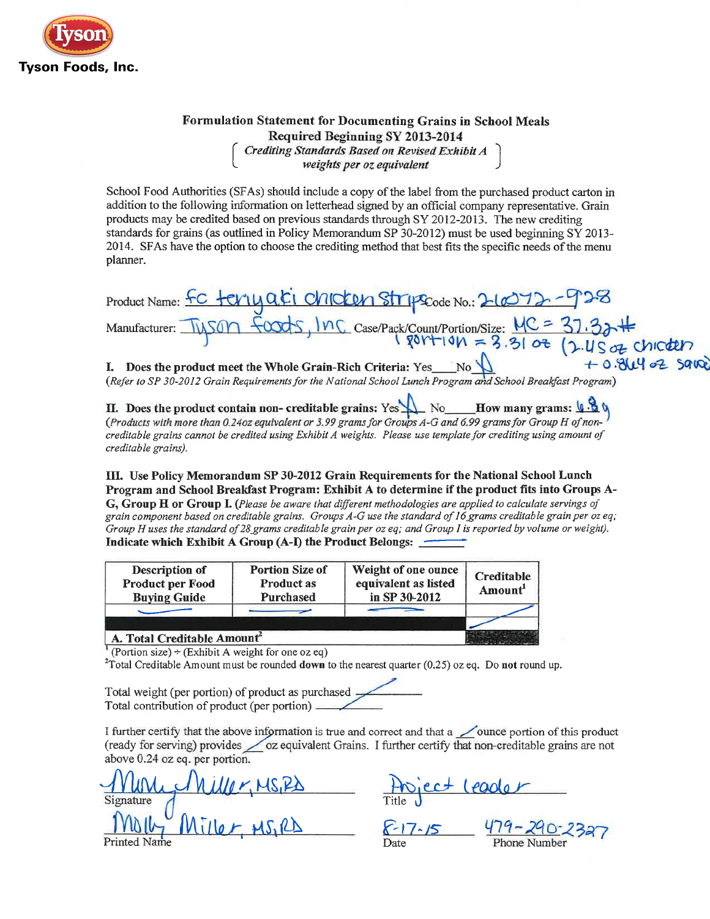Tyson

**Tyson Foods, Inc.**

## Formulation Statement for Documenting Grains in School Meals
### Required Beginning SY 2013-2014
*Crediting Standards Based on Revised Exhibit A weights per oz equivalent*

School Food Authorities (SFAs) should include a copy of the label from the purchased product carton in addition to the following information on letterhead signed by an official company representative. Grain products may be credited based on previous standards through SY 2012-2013. The new crediting standards for grains (as outlined in Policy Memorandum SP 30-2012) must be used beginning SY 2013-2014. SFAs have the option to choose the crediting method that best fits the specific needs of the menu planner.

Product Name: FC teriyaki chicken strips Code No.: 21072-928

Manufacturer: Tyson Foods, Inc Case/Pack/Count/Portion/Size: MC = 37.32 #
1 portion = 3.31 oz (2.45 oz chicken + 0.864 oz sauce)

**I. Does the product meet the Whole Grain-Rich Criteria:** Yes\_\_\_\_ No X
*(Refer to SP 30-2012 Grain Requirements for the National School Lunch Program and School Breakfast Program)*

**II. Does the product contain non- creditable grains:** Yes X No\_\_\_\_ **How many grams:** 6.8 g
*(Products with more than 0.24oz equivalent or 3.99 grams for Groups A-G and 6.99 grams for Group H of non-creditable grains cannot be credited using Exhibit A weights. Please use template for crediting using amount of creditable grains).*

**III. Use Policy Memorandum SP 30-2012 Grain Requirements for the National School Lunch Program and School Breakfast Program: Exhibit A to determine if the product fits into Groups A-G, Group H or Group I.** *(Please be aware that different methodologies are applied to calculate servings of grain component based on creditable grains. Groups A-G use the standard of 16 grams creditable grain per oz eq; Group H uses the standard of 28 grams creditable grain per oz eq; and Group I is reported by volume or weight).*
**Indicate which Exhibit A Group (A-I) the Product Belongs:** \_\_\_\_\_\_

| Description of Product per Food Buying Guide | Portion Size of Product as Purchased | Weight of one ounce equivalent as listed in SP 30-2012 | Creditable Amount[1] |
|---|---|---|---|
| — | — | — | — |
| | | | — |
| **A. Total Creditable Amount[2]** | | | |

[1] (Portion size) ÷ (Exhibit A weight for one oz eq)
[2] Total Creditable Amount must be rounded **down** to the nearest quarter (0.25) oz eq. Do **not** round up.

Total weight (per portion) of product as purchased \_\_\_\_\_\_
Total contribution of product (per portion) \_\_\_\_\_\_

I further certify that the above information is true and correct and that a \_\_\_\_ ounce portion of this product (ready for serving) provides \_\_\_\_ oz equivalent Grains. I further certify that non-creditable grains are not above 0.24 oz eq. per portion.

Signature: Molly Miller, MS,RD
Title: Project Leader

Printed Name: Molly Miller, MS,RD
Date: 8-17-15
Phone Number: 479-290-2327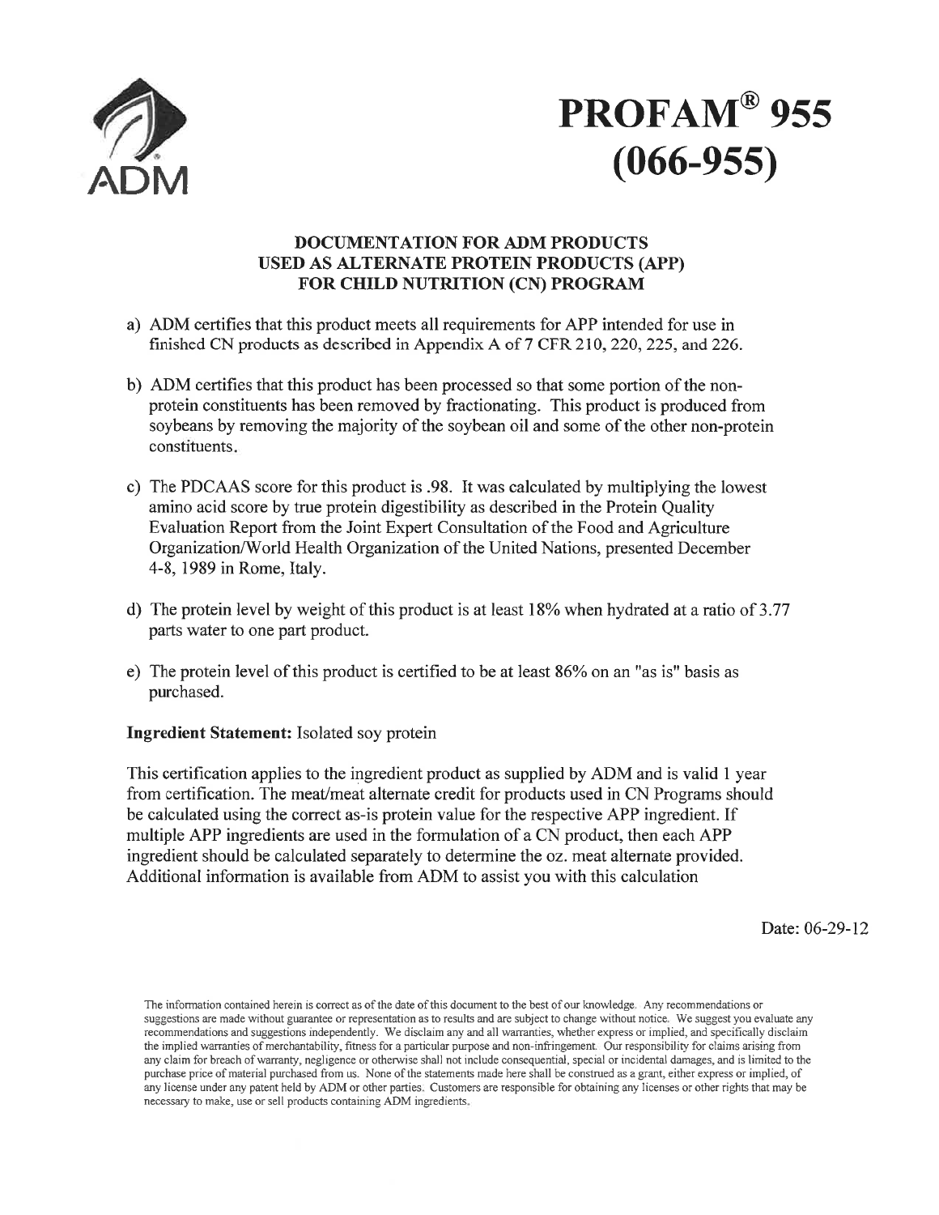ADM

# PROFAM® 955 (066-955)

### DOCUMENTATION FOR ADM PRODUCTS USED AS ALTERNATE PROTEIN PRODUCTS (APP) FOR CHILD NUTRITION (CN) PROGRAM

a) ADM certifies that this product meets all requirements for APP intended for use in finished CN products as described in Appendix A of 7 CFR 210, 220, 225, and 226.

b) ADM certifies that this product has been processed so that some portion of the non-protein constituents has been removed by fractionating. This product is produced from soybeans by removing the majority of the soybean oil and some of the other non-protein constituents.

c) The PDCAAS score for this product is .98. It was calculated by multiplying the lowest amino acid score by true protein digestibility as described in the Protein Quality Evaluation Report from the Joint Expert Consultation of the Food and Agriculture Organization/World Health Organization of the United Nations, presented December 4-8, 1989 in Rome, Italy.

d) The protein level by weight of this product is at least 18% when hydrated at a ratio of 3.77 parts water to one part product.

e) The protein level of this product is certified to be at least 86% on an "as is" basis as purchased.

**Ingredient Statement:** Isolated soy protein

This certification applies to the ingredient product as supplied by ADM and is valid 1 year from certification. The meat/meat alternate credit for products used in CN Programs should be calculated using the correct as-is protein value for the respective APP ingredient. If multiple APP ingredients are used in the formulation of a CN product, then each APP ingredient should be calculated separately to determine the oz. meat alternate provided. Additional information is available from ADM to assist you with this calculation

Date: 06-29-12

The information contained herein is correct as of the date of this document to the best of our knowledge. Any recommendations or suggestions are made without guarantee or representation as to results and are subject to change without notice. We suggest you evaluate any recommendations and suggestions independently. We disclaim any and all warranties, whether express or implied, and specifically disclaim the implied warranties of merchantability, fitness for a particular purpose and non-infringement. Our responsibility for claims arising from any claim for breach of warranty, negligence or otherwise shall not include consequential, special or incidental damages, and is limited to the purchase price of material purchased from us. None of the statements made here shall be construed as a grant, either express or implied, of any license under any patent held by ADM or other parties. Customers are responsible for obtaining any licenses or other rights that may be necessary to make, use or sell products containing ADM ingredients.